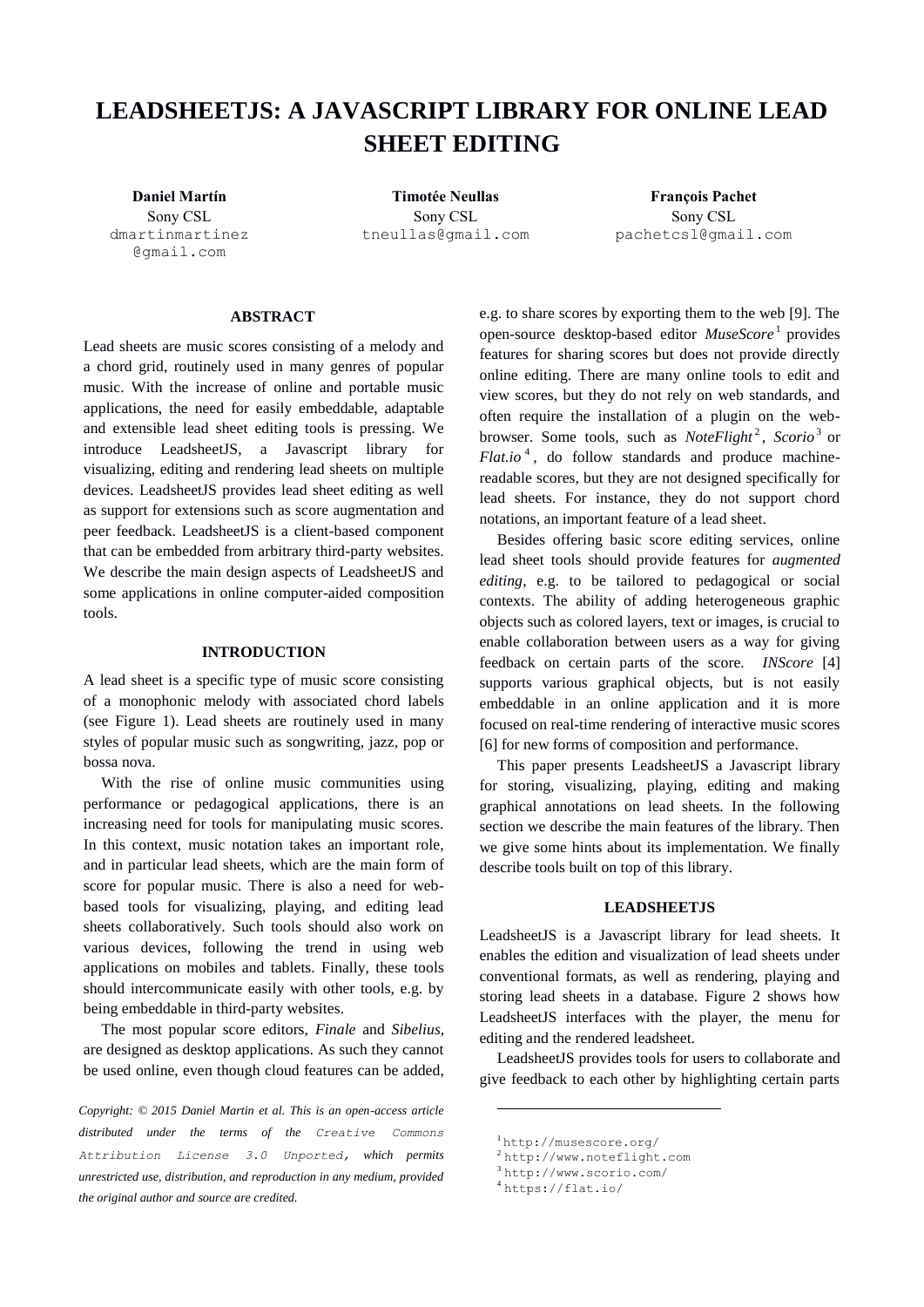# LEADSHEETJS: A JAVASCRIPT LIBRARY FOR ONLINE LEAD SHEET EDITING

**Daniel Martín**
Sony CSL
dmartinmartinez@gmail.com

**Timotée Neullas**
Sony CSL
tneullas@gmail.com

**François Pachet**
Sony CSL
pachetcsl@gmail.com

## ABSTRACT

Lead sheets are music scores consisting of a melody and a chord grid, routinely used in many genres of popular music. With the increase of online and portable music applications, the need for easily embeddable, adaptable and extensible lead sheet editing tools is pressing. We introduce LeadsheetJS, a Javascript library for visualizing, editing and rendering lead sheets on multiple devices. LeadsheetJS provides lead sheet editing as well as support for extensions such as score augmentation and peer feedback. LeadsheetJS is a client-based component that can be embedded from arbitrary third-party websites. We describe the main design aspects of LeadsheetJS and some applications in online computer-aided composition tools.

## INTRODUCTION

A lead sheet is a specific type of music score consisting of a monophonic melody with associated chord labels (see Figure 1). Lead sheets are routinely used in many styles of popular music such as songwriting, jazz, pop or bossa nova.

With the rise of online music communities using performance or pedagogical applications, there is an increasing need for tools for manipulating music scores. In this context, music notation takes an important role, and in particular lead sheets, which are the main form of score for popular music. There is also a need for web-based tools for visualizing, playing, and editing lead sheets collaboratively. Such tools should also work on various devices, following the trend in using web applications on mobiles and tablets. Finally, these tools should intercommunicate easily with other tools, e.g. by being embeddable in third-party websites.

The most popular score editors, *Finale* and *Sibelius*, are designed as desktop applications. As such they cannot be used online, even though cloud features can be added, e.g. to share scores by exporting them to the web [9]. The open-source desktop-based editor *MuseScore* [1] provides features for sharing scores but does not provide directly online editing. There are many online tools to edit and view scores, but they do not rely on web standards, and often require the installation of a plugin on the web-browser. Some tools, such as *NoteFlight* [2], *Scorio* [3] or *Flat.io* [4], do follow standards and produce machine-readable scores, but they are not designed specifically for lead sheets. For instance, they do not support chord notations, an important feature of a lead sheet.

Besides offering basic score editing services, online lead sheet tools should provide features for *augmented editing*, e.g. to be tailored to pedagogical or social contexts. The ability of adding heterogeneous graphic objects such as colored layers, text or images, is crucial to enable collaboration between users as a way for giving feedback on certain parts of the score. *INScore* [4] supports various graphical objects, but is not easily embeddable in an online application and it is more focused on real-time rendering of interactive music scores [6] for new forms of composition and performance.

This paper presents LeadsheetJS a Javascript library for storing, visualizing, playing, editing and making graphical annotations on lead sheets. In the following section we describe the main features of the library. Then we give some hints about its implementation. We finally describe tools built on top of this library.

## LEADSHEETJS

LeadsheetJS is a Javascript library for lead sheets. It enables the edition and visualization of lead sheets under conventional formats, as well as rendering, playing and storing lead sheets in a database. Figure 2 shows how LeadsheetJS interfaces with the player, the menu for editing and the rendered leadsheet.

LeadsheetJS provides tools for users to collaborate and give feedback to each other by highlighting certain parts

*Copyright: © 2015 Daniel Martin et al. This is an open-access article distributed under the terms of the Creative Commons Attribution License 3.0 Unported, which permits unrestricted use, distribution, and reproduction in any medium, provided the original author and source are credited.*

[1] http://musescore.org/
[2] http://www.noteflight.com
[3] http://www.scorio.com/
[4] https://flat.io/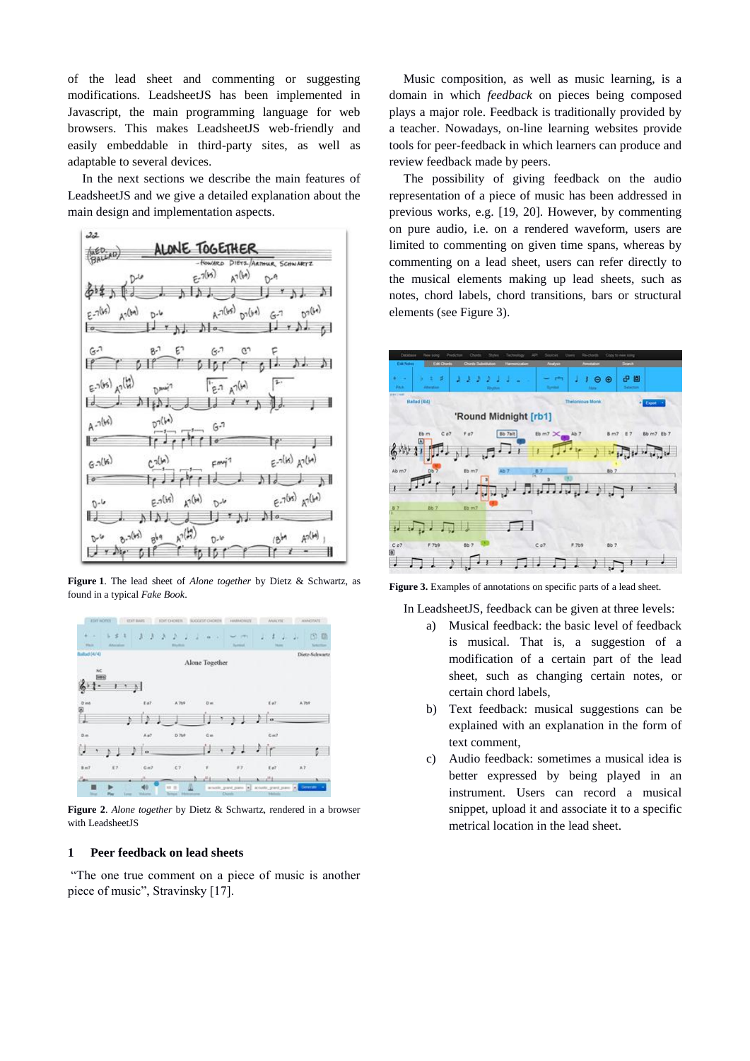of the lead sheet and commenting or suggesting modifications. LeadsheetJS has been implemented in Javascript, the main programming language for web browsers. This makes LeadsheetJS web-friendly and easily embeddable in third-party sites, as well as adaptable to several devices.

In the next sections we describe the main features of LeadsheetJS and we give a detailed explanation about the main design and implementation aspects.

**Figure 1**. The lead sheet of *Alone together* by Dietz & Schwartz, as found in a typical *Fake Book*.

**Figure 2**. *Alone together* by Dietz & Schwartz, rendered in a browser with LeadsheetJS

## 1 Peer feedback on lead sheets

"The one true comment on a piece of music is another piece of music", Stravinsky [17].

Music composition, as well as music learning, is a domain in which *feedback* on pieces being composed plays a major role. Feedback is traditionally provided by a teacher. Nowadays, on-line learning websites provide tools for peer-feedback in which learners can produce and review feedback made by peers.

The possibility of giving feedback on the audio representation of a piece of music has been addressed in previous works, e.g. [19, 20]. However, by commenting on pure audio, i.e. on a rendered waveform, users are limited to commenting on given time spans, whereas by commenting on a lead sheet, users can refer directly to the musical elements making up lead sheets, such as notes, chord labels, chord transitions, bars or structural elements (see Figure 3).

**Figure 3.** Examples of annotations on specific parts of a lead sheet.

In LeadsheetJS, feedback can be given at three levels:

a) Musical feedback: the basic level of feedback is musical. That is, a suggestion of a modification of a certain part of the lead sheet, such as changing certain notes, or certain chord labels,

b) Text feedback: musical suggestions can be explained with an explanation in the form of text comment,

c) Audio feedback: sometimes a musical idea is better expressed by being played in an instrument. Users can record a musical snippet, upload it and associate it to a specific metrical location in the lead sheet.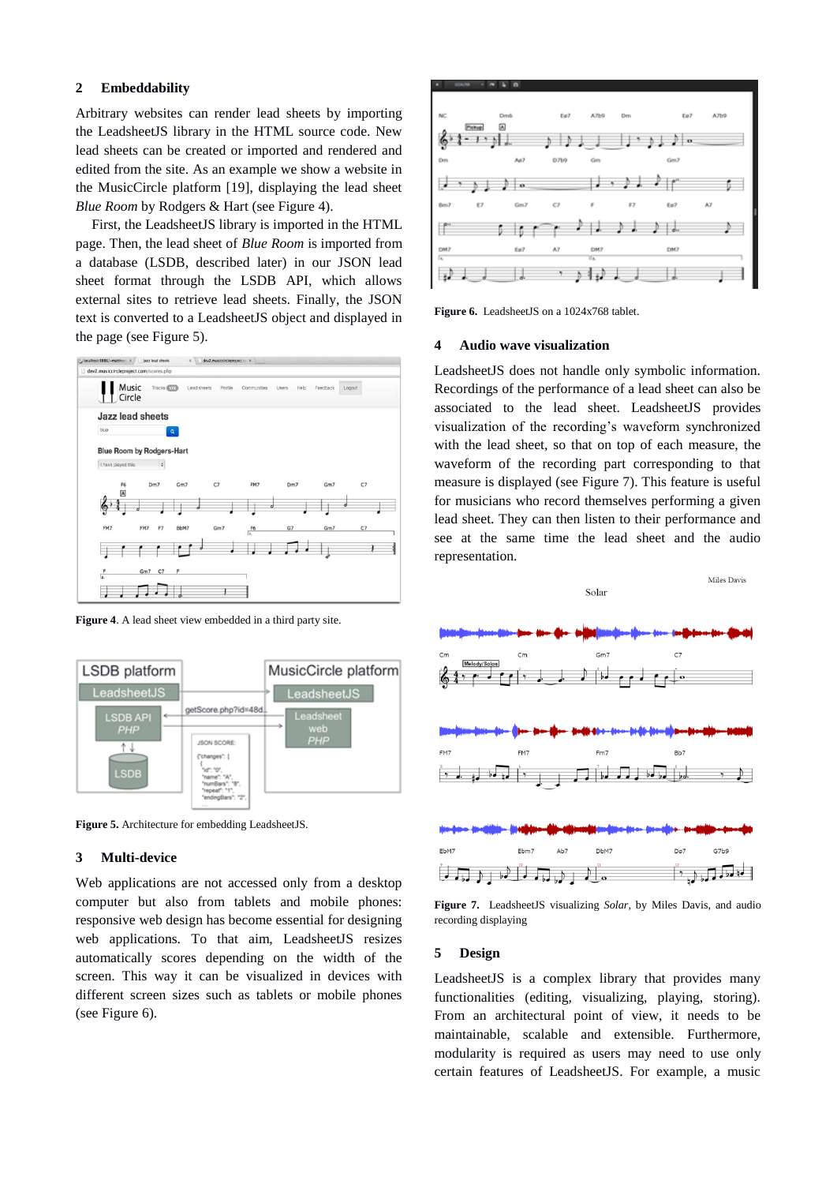## 2 Embeddability

Arbitrary websites can render lead sheets by importing the LeadsheetJS library in the HTML source code. New lead sheets can be created or imported and rendered and edited from the site. As an example we show a website in the MusicCircle platform [19], displaying the lead sheet *Blue Room* by Rodgers & Hart (see Figure 4).

First, the LeadsheetJS library is imported in the HTML page. Then, the lead sheet of *Blue Room* is imported from a database (LSDB, described later) in our JSON lead sheet format through the LSDB API, which allows external sites to retrieve lead sheets. Finally, the JSON text is converted to a LeadsheetJS object and displayed in the page (see Figure 5).

**Figure 4**. A lead sheet view embedded in a third party site.

**Figure 5.** Architecture for embedding LeadsheetJS.

## 3 Multi-device

Web applications are not accessed only from a desktop computer but also from tablets and mobile phones: responsive web design has become essential for designing web applications. To that aim, LeadsheetJS resizes automatically scores depending on the width of the screen. This way it can be visualized in devices with different screen sizes such as tablets or mobile phones (see Figure 6).

**Figure 6.** LeadsheetJS on a 1024x768 tablet.

## 4 Audio wave visualization

LeadsheetJS does not handle only symbolic information. Recordings of the performance of a lead sheet can also be associated to the lead sheet. LeadsheetJS provides visualization of the recording's waveform synchronized with the lead sheet, so that on top of each measure, the waveform of the recording part corresponding to that measure is displayed (see Figure 7). This feature is useful for musicians who record themselves performing a given lead sheet. They can then listen to their performance and see at the same time the lead sheet and the audio representation.

**Figure 7.** LeadsheetJS visualizing *Solar*, by Miles Davis, and audio recording displaying

## 5 Design

LeadsheetJS is a complex library that provides many functionalities (editing, visualizing, playing, storing). From an architectural point of view, it needs to be maintainable, scalable and extensible. Furthermore, modularity is required as users may need to use only certain features of LeadsheetJS. For example, a music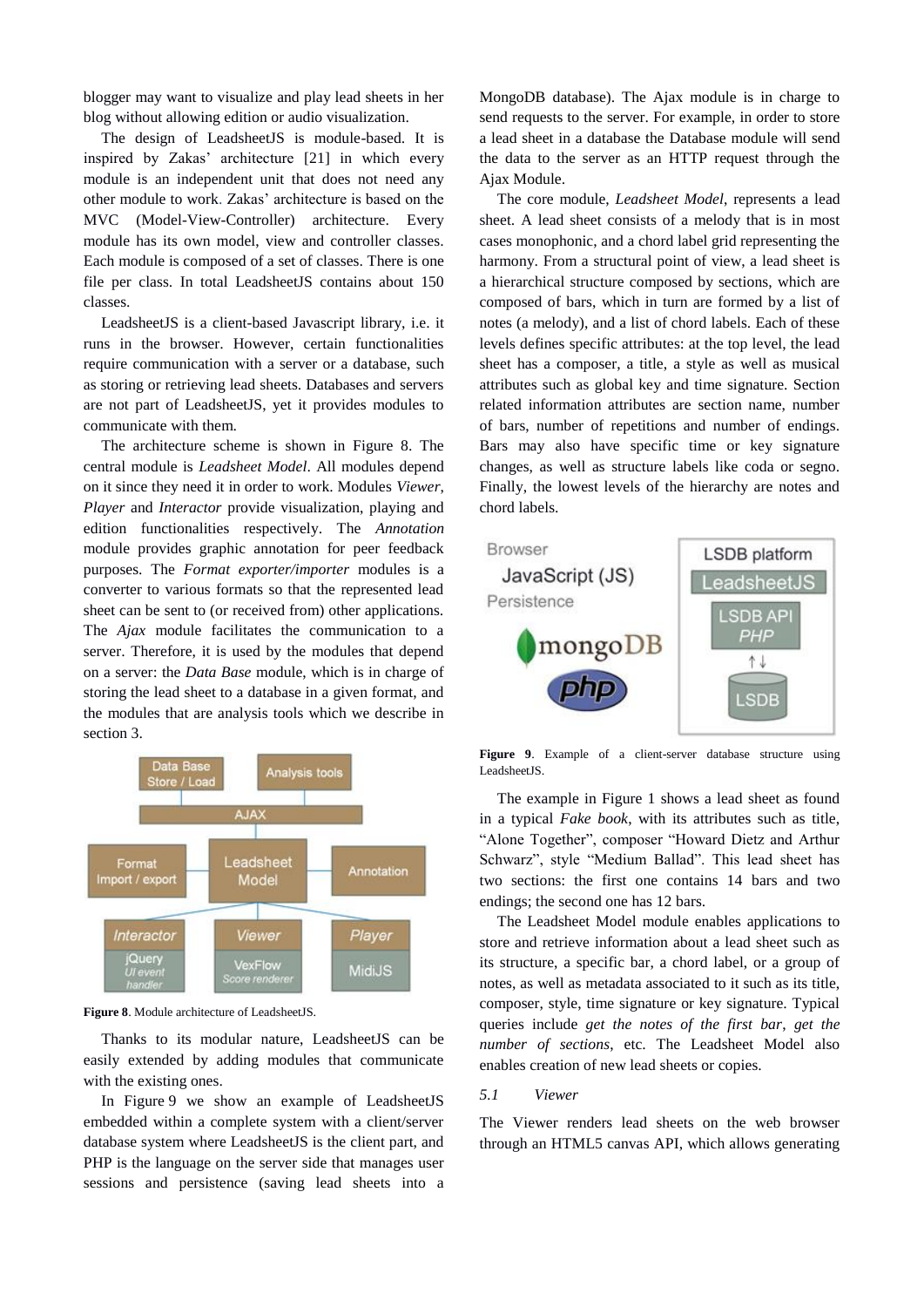blogger may want to visualize and play lead sheets in her blog without allowing edition or audio visualization.

The design of LeadsheetJS is module-based. It is inspired by Zakas' architecture [21] in which every module is an independent unit that does not need any other module to work. Zakas' architecture is based on the MVC (Model-View-Controller) architecture. Every module has its own model, view and controller classes. Each module is composed of a set of classes. There is one file per class. In total LeadsheetJS contains about 150 classes.

LeadsheetJS is a client-based Javascript library, i.e. it runs in the browser. However, certain functionalities require communication with a server or a database, such as storing or retrieving lead sheets. Databases and servers are not part of LeadsheetJS, yet it provides modules to communicate with them.

The architecture scheme is shown in Figure 8. The central module is *Leadsheet Model*. All modules depend on it since they need it in order to work. Modules *Viewer*, *Player* and *Interactor* provide visualization, playing and edition functionalities respectively. The *Annotation* module provides graphic annotation for peer feedback purposes. The *Format exporter/importer* modules is a converter to various formats so that the represented lead sheet can be sent to (or received from) other applications. The *Ajax* module facilitates the communication to a server. Therefore, it is used by the modules that depend on a server: the *Data Base* module, which is in charge of storing the lead sheet to a database in a given format, and the modules that are analysis tools which we describe in section 3.

**Figure 8**. Module architecture of LeadsheetJS.

Thanks to its modular nature, LeadsheetJS can be easily extended by adding modules that communicate with the existing ones.

In Figure 9 we show an example of LeadsheetJS embedded within a complete system with a client/server database system where LeadsheetJS is the client part, and PHP is the language on the server side that manages user sessions and persistence (saving lead sheets into a MongoDB database). The Ajax module is in charge to send requests to the server. For example, in order to store a lead sheet in a database the Database module will send the data to the server as an HTTP request through the Ajax Module.

The core module, *Leadsheet Model*, represents a lead sheet. A lead sheet consists of a melody that is in most cases monophonic, and a chord label grid representing the harmony. From a structural point of view, a lead sheet is a hierarchical structure composed by sections, which are composed of bars, which in turn are formed by a list of notes (a melody), and a list of chord labels. Each of these levels defines specific attributes: at the top level, the lead sheet has a composer, a title, a style as well as musical attributes such as global key and time signature. Section related information attributes are section name, number of bars, number of repetitions and number of endings. Bars may also have specific time or key signature changes, as well as structure labels like coda or segno. Finally, the lowest levels of the hierarchy are notes and chord labels.

**Figure 9**. Example of a client-server database structure using LeadsheetJS.

The example in Figure 1 shows a lead sheet as found in a typical *Fake book*, with its attributes such as title, "Alone Together", composer "Howard Dietz and Arthur Schwarz", style "Medium Ballad". This lead sheet has two sections: the first one contains 14 bars and two endings; the second one has 12 bars.

The Leadsheet Model module enables applications to store and retrieve information about a lead sheet such as its structure, a specific bar, a chord label, or a group of notes, as well as metadata associated to it such as its title, composer, style, time signature or key signature. Typical queries include *get the notes of the first bar*, *get the number of sections*, etc. The Leadsheet Model also enables creation of new lead sheets or copies.

### *5.1 Viewer*

The Viewer renders lead sheets on the web browser through an HTML5 canvas API, which allows generating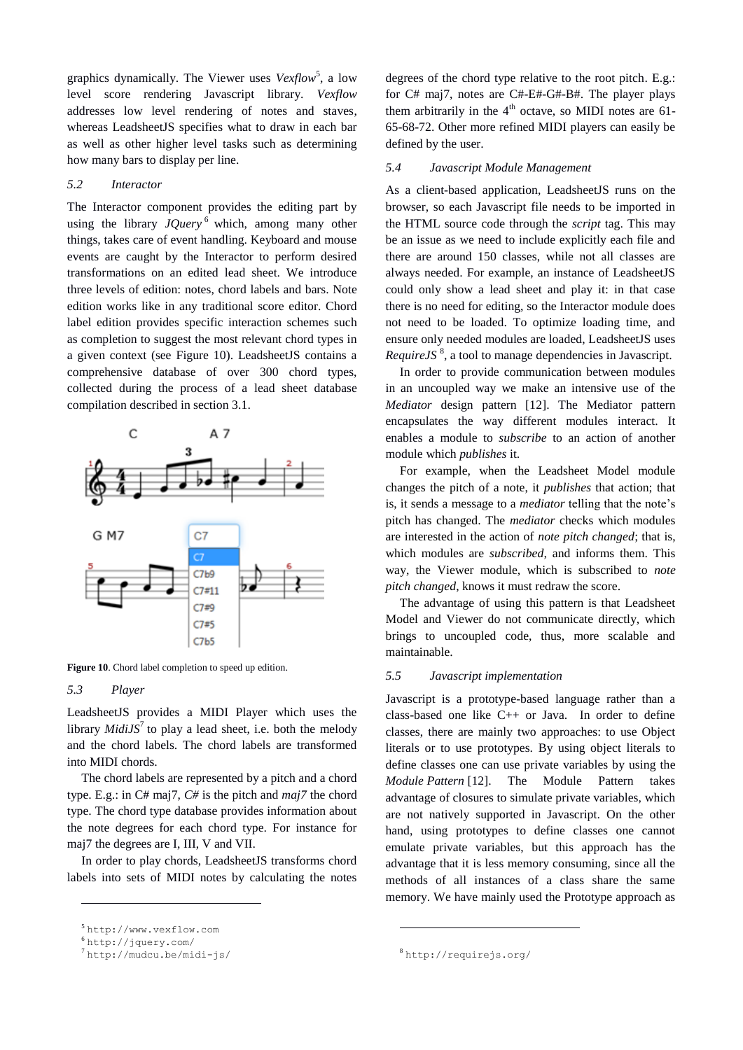graphics dynamically. The Viewer uses *Vexflow*[5], a low level score rendering Javascript library. *Vexflow* addresses low level rendering of notes and staves, whereas LeadsheetJS specifies what to draw in each bar as well as other higher level tasks such as determining how many bars to display per line.

### 5.2 Interactor

The Interactor component provides the editing part by using the library *JQuery*[6] which, among many other things, takes care of event handling. Keyboard and mouse events are caught by the Interactor to perform desired transformations on an edited lead sheet. We introduce three levels of edition: notes, chord labels and bars. Note edition works like in any traditional score editor. Chord label edition provides specific interaction schemes such as completion to suggest the most relevant chord types in a given context (see Figure 10). LeadsheetJS contains a comprehensive database of over 300 chord types, collected during the process of a lead sheet database compilation described in section 3.1.

**Figure 10**. Chord label completion to speed up edition.

### 5.3 Player

LeadsheetJS provides a MIDI Player which uses the library *MidiJS*[7] to play a lead sheet, i.e. both the melody and the chord labels. The chord labels are transformed into MIDI chords.

The chord labels are represented by a pitch and a chord type. E.g.: in C# maj7, *C#* is the pitch and *maj7* the chord type. The chord type database provides information about the note degrees for each chord type. For instance for maj7 the degrees are I, III, V and VII.

In order to play chords, LeadsheetJS transforms chord labels into sets of MIDI notes by calculating the notes degrees of the chord type relative to the root pitch. E.g.: for C# maj7, notes are C#-E#-G#-B#. The player plays them arbitrarily in the 4th octave, so MIDI notes are 61-65-68-72. Other more refined MIDI players can easily be defined by the user.

### 5.4 Javascript Module Management

As a client-based application, LeadsheetJS runs on the browser, so each Javascript file needs to be imported in the HTML source code through the *script* tag. This may be an issue as we need to include explicitly each file and there are around 150 classes, while not all classes are always needed. For example, an instance of LeadsheetJS could only show a lead sheet and play it: in that case there is no need for editing, so the Interactor module does not need to be loaded. To optimize loading time, and ensure only needed modules are loaded, LeadsheetJS uses *RequireJS*[8], a tool to manage dependencies in Javascript.

In order to provide communication between modules in an uncoupled way we make an intensive use of the *Mediator* design pattern [12]. The Mediator pattern encapsulates the way different modules interact. It enables a module to *subscribe* to an action of another module which *publishes* it.

For example, when the Leadsheet Model module changes the pitch of a note, it *publishes* that action; that is, it sends a message to a *mediator* telling that the note's pitch has changed. The *mediator* checks which modules are interested in the action of *note pitch changed*; that is, which modules are *subscribed*, and informs them. This way, the Viewer module, which is subscribed to *note pitch changed*, knows it must redraw the score.

The advantage of using this pattern is that Leadsheet Model and Viewer do not communicate directly, which brings to uncoupled code, thus, more scalable and maintainable.

### 5.5 Javascript implementation

Javascript is a prototype-based language rather than a class-based one like C++ or Java. In order to define classes, there are mainly two approaches: to use Object literals or to use prototypes. By using object literals to define classes one can use private variables by using the *Module Pattern* [12]. The Module Pattern takes advantage of closures to simulate private variables, which are not natively supported in Javascript. On the other hand, using prototypes to define classes one cannot emulate private variables, but this approach has the advantage that it is less memory consuming, since all the methods of all instances of a class share the same memory. We have mainly used the Prototype approach as

---

[5] http://www.vexflow.com

[6] http://jquery.com/

[7] http://mudcu.be/midi-js/

[8] http://requirejs.org/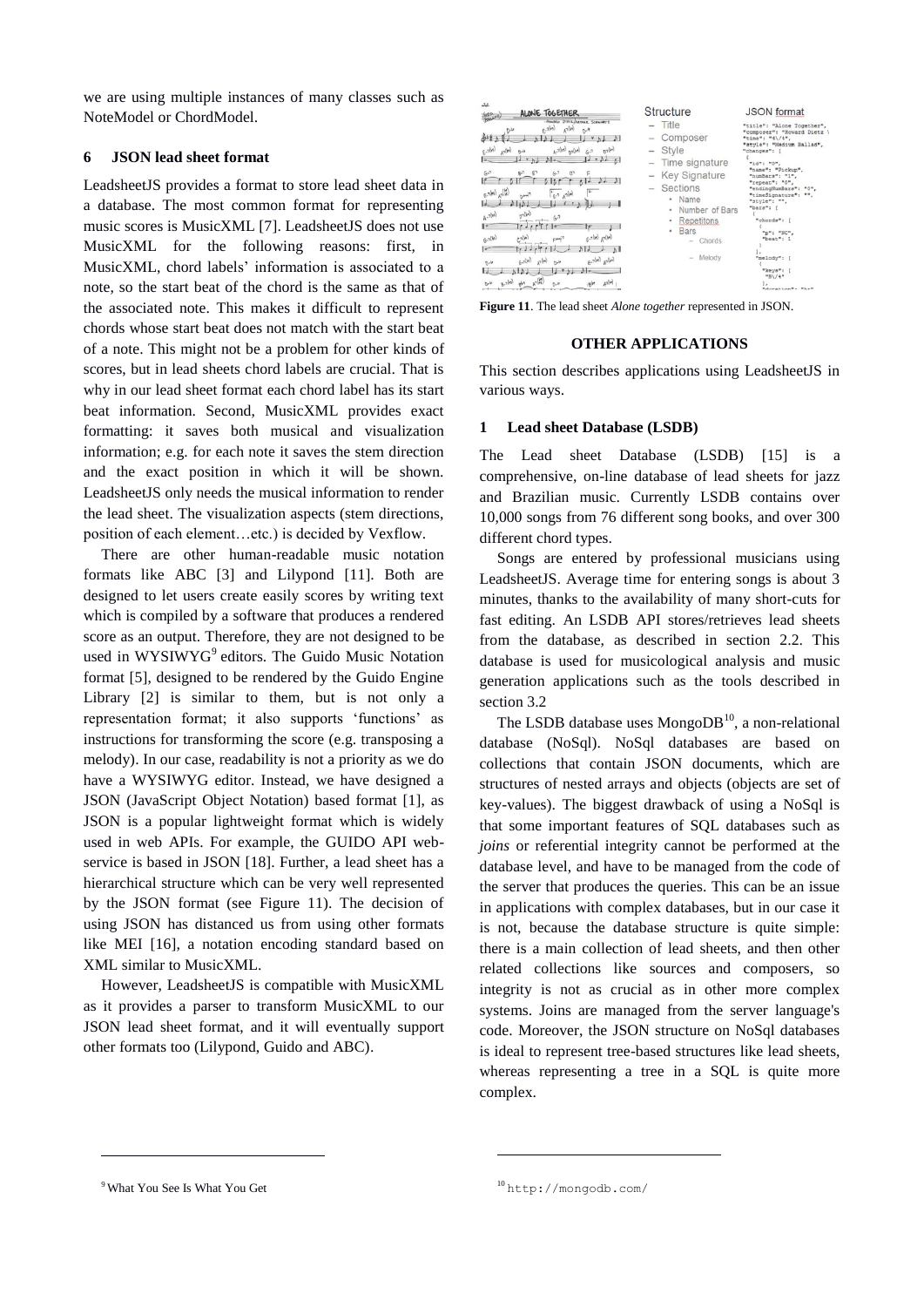we are using multiple instances of many classes such as NoteModel or ChordModel.

## 6 JSON lead sheet format

LeadsheetJS provides a format to store lead sheet data in a database. The most common format for representing music scores is MusicXML [7]. LeadsheetJS does not use MusicXML for the following reasons: first, in MusicXML, chord labels' information is associated to a note, so the start beat of the chord is the same as that of the associated note. This makes it difficult to represent chords whose start beat does not match with the start beat of a note. This might not be a problem for other kinds of scores, but in lead sheets chord labels are crucial. That is why in our lead sheet format each chord label has its start beat information. Second, MusicXML provides exact formatting: it saves both musical and visualization information; e.g. for each note it saves the stem direction and the exact position in which it will be shown. LeadsheetJS only needs the musical information to render the lead sheet. The visualization aspects (stem directions, position of each element…etc.) is decided by Vexflow.

There are other human-readable music notation formats like ABC [3] and Lilypond [11]. Both are designed to let users create easily scores by writing text which is compiled by a software that produces a rendered score as an output. Therefore, they are not designed to be used in WYSIWYG[9] editors. The Guido Music Notation format [5], designed to be rendered by the Guido Engine Library [2] is similar to them, but is not only a representation format; it also supports 'functions' as instructions for transforming the score (e.g. transposing a melody). In our case, readability is not a priority as we do have a WYSIWYG editor. Instead, we have designed a JSON (JavaScript Object Notation) based format [1], as JSON is a popular lightweight format which is widely used in web APIs. For example, the GUIDO API web-service is based in JSON [18]. Further, a lead sheet has a hierarchical structure which can be very well represented by the JSON format (see Figure 11). The decision of using JSON has distanced us from using other formats like MEI [16], a notation encoding standard based on XML similar to MusicXML.

However, LeadsheetJS is compatible with MusicXML as it provides a parser to transform MusicXML to our JSON lead sheet format, and it will eventually support other formats too (Lilypond, Guido and ABC).

**Figure 11**. The lead sheet *Alone together* represented in JSON.

## OTHER APPLICATIONS

This section describes applications using LeadsheetJS in various ways.

### 1 Lead sheet Database (LSDB)

The Lead sheet Database (LSDB) [15] is a comprehensive, on-line database of lead sheets for jazz and Brazilian music. Currently LSDB contains over 10,000 songs from 76 different song books, and over 300 different chord types.

Songs are entered by professional musicians using LeadsheetJS. Average time for entering songs is about 3 minutes, thanks to the availability of many short-cuts for fast editing. An LSDB API stores/retrieves lead sheets from the database, as described in section 2.2. This database is used for musicological analysis and music generation applications such as the tools described in section 3.2

The LSDB database uses MongoDB[10], a non-relational database (NoSql). NoSql databases are based on collections that contain JSON documents, which are structures of nested arrays and objects (objects are set of key-values). The biggest drawback of using a NoSql is that some important features of SQL databases such as *joins* or referential integrity cannot be performed at the database level, and have to be managed from the code of the server that produces the queries. This can be an issue in applications with complex databases, but in our case it is not, because the database structure is quite simple: there is a main collection of lead sheets, and then other related collections like sources and composers, so integrity is not as crucial as in other more complex systems. Joins are managed from the server language's code. Moreover, the JSON structure on NoSql databases is ideal to represent tree-based structures like lead sheets, whereas representing a tree in a SQL is quite more complex.

[9] What You See Is What You Get

[10] http://mongodb.com/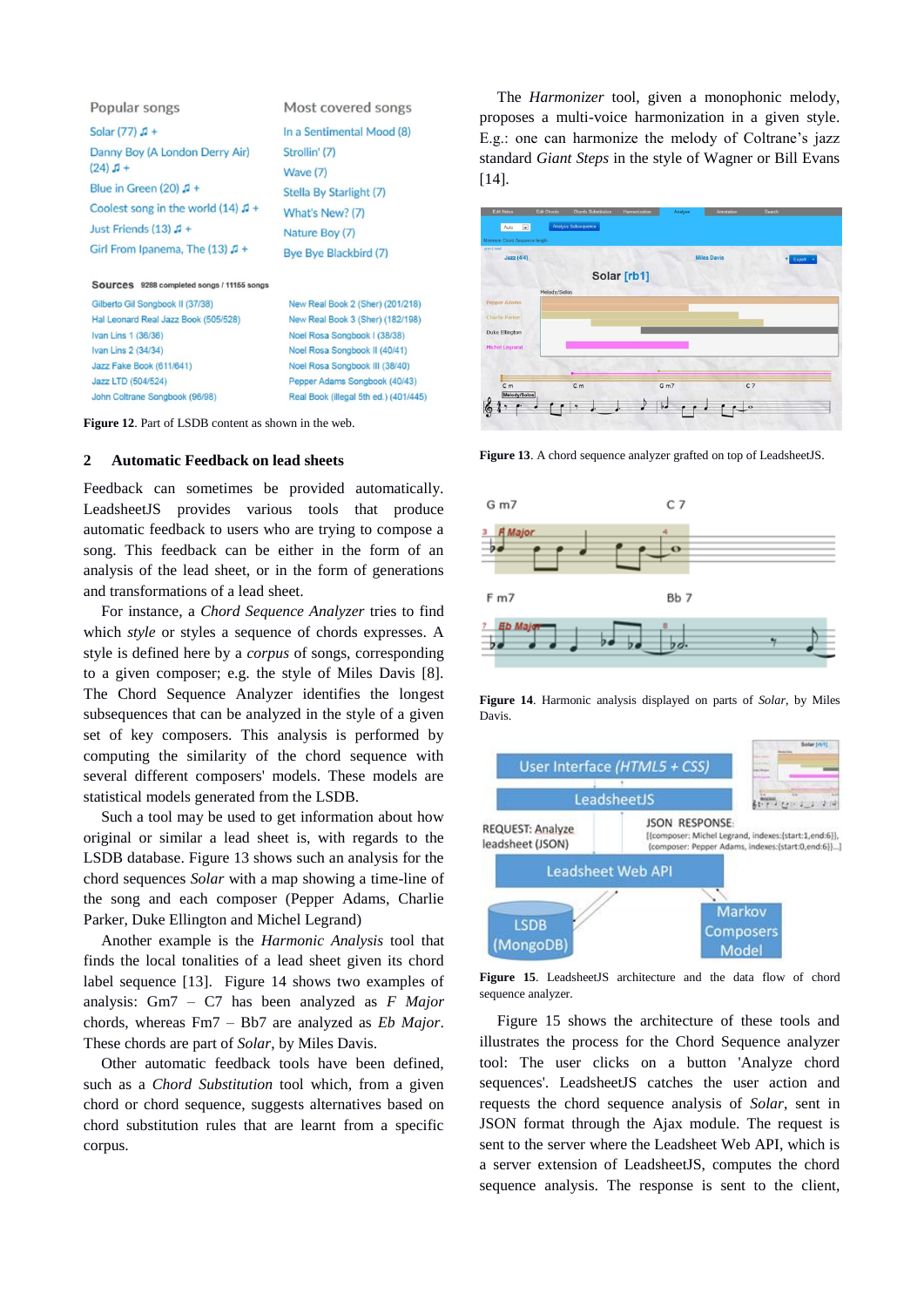Figure 12. Part of LSDB content as shown in the web.

## 2 Automatic Feedback on lead sheets

Feedback can sometimes be provided automatically. LeadsheetJS provides various tools that produce automatic feedback to users who are trying to compose a song. This feedback can be either in the form of an analysis of the lead sheet, or in the form of generations and transformations of a lead sheet.

For instance, a *Chord Sequence Analyzer* tries to find which *style* or styles a sequence of chords expresses. A style is defined here by a *corpus* of songs, corresponding to a given composer; e.g. the style of Miles Davis [8]. The Chord Sequence Analyzer identifies the longest subsequences that can be analyzed in the style of a given set of key composers. This analysis is performed by computing the similarity of the chord sequence with several different composers' models. These models are statistical models generated from the LSDB.

Such a tool may be used to get information about how original or similar a lead sheet is, with regards to the LSDB database. Figure 13 shows such an analysis for the chord sequences *Solar* with a map showing a time-line of the song and each composer (Pepper Adams, Charlie Parker, Duke Ellington and Michel Legrand)

Another example is the *Harmonic Analysis* tool that finds the local tonalities of a lead sheet given its chord label sequence [13]. Figure 14 shows two examples of analysis: Gm7 – C7 has been analyzed as *F Major* chords, whereas Fm7 – Bb7 are analyzed as *Eb Major*. These chords are part of *Solar*, by Miles Davis.

Other automatic feedback tools have been defined, such as a *Chord Substitution* tool which, from a given chord or chord sequence, suggests alternatives based on chord substitution rules that are learnt from a specific corpus.

The *Harmonizer* tool, given a monophonic melody, proposes a multi-voice harmonization in a given style. E.g.: one can harmonize the melody of Coltrane's jazz standard *Giant Steps* in the style of Wagner or Bill Evans [14].

Figure 13. A chord sequence analyzer grafted on top of LeadsheetJS.

Figure 14. Harmonic analysis displayed on parts of *Solar*, by Miles Davis.

Figure 15. LeadsheetJS architecture and the data flow of chord sequence analyzer.

Figure 15 shows the architecture of these tools and illustrates the process for the Chord Sequence analyzer tool: The user clicks on a button 'Analyze chord sequences'. LeadsheetJS catches the user action and requests the chord sequence analysis of *Solar*, sent in JSON format through the Ajax module. The request is sent to the server where the Leadsheet Web API, which is a server extension of LeadsheetJS, computes the chord sequence analysis. The response is sent to the client,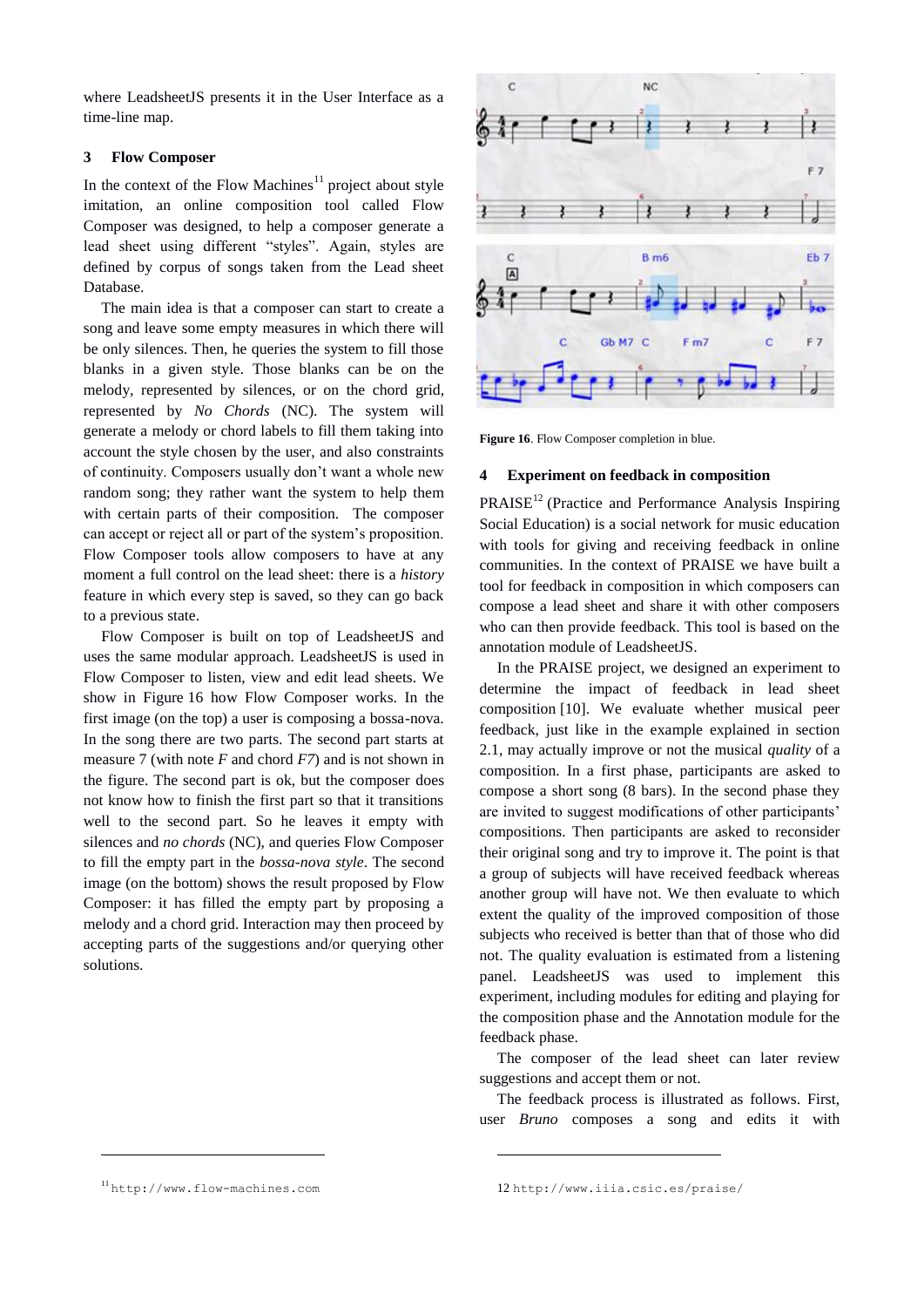where LeadsheetJS presents it in the User Interface as a time-line map.

## 3 Flow Composer

In the context of the Flow Machines[11] project about style imitation, an online composition tool called Flow Composer was designed, to help a composer generate a lead sheet using different "styles". Again, styles are defined by corpus of songs taken from the Lead sheet Database.

The main idea is that a composer can start to create a song and leave some empty measures in which there will be only silences. Then, he queries the system to fill those blanks in a given style. Those blanks can be on the melody, represented by silences, or on the chord grid, represented by *No Chords* (NC). The system will generate a melody or chord labels to fill them taking into account the style chosen by the user, and also constraints of continuity. Composers usually don't want a whole new random song; they rather want the system to help them with certain parts of their composition. The composer can accept or reject all or part of the system's proposition. Flow Composer tools allow composers to have at any moment a full control on the lead sheet: there is a *history* feature in which every step is saved, so they can go back to a previous state.

Flow Composer is built on top of LeadsheetJS and uses the same modular approach. LeadsheetJS is used in Flow Composer to listen, view and edit lead sheets. We show in Figure 16 how Flow Composer works. In the first image (on the top) a user is composing a bossa-nova. In the song there are two parts. The second part starts at measure 7 (with note *F* and chord *F7*) and is not shown in the figure. The second part is ok, but the composer does not know how to finish the first part so that it transitions well to the second part. So he leaves it empty with silences and *no chords* (NC), and queries Flow Composer to fill the empty part in the *bossa-nova style*. The second image (on the bottom) shows the result proposed by Flow Composer: it has filled the empty part by proposing a melody and a chord grid. Interaction may then proceed by accepting parts of the suggestions and/or querying other solutions.

**Figure 16**. Flow Composer completion in blue.

## 4 Experiment on feedback in composition

PRAISE[12] (Practice and Performance Analysis Inspiring Social Education) is a social network for music education with tools for giving and receiving feedback in online communities. In the context of PRAISE we have built a tool for feedback in composition in which composers can compose a lead sheet and share it with other composers who can then provide feedback. This tool is based on the annotation module of LeadsheetJS.

In the PRAISE project, we designed an experiment to determine the impact of feedback in lead sheet composition [10]. We evaluate whether musical peer feedback, just like in the example explained in section 2.1, may actually improve or not the musical *quality* of a composition. In a first phase, participants are asked to compose a short song (8 bars). In the second phase they are invited to suggest modifications of other participants' compositions. Then participants are asked to reconsider their original song and try to improve it. The point is that a group of subjects will have received feedback whereas another group will have not. We then evaluate to which extent the quality of the improved composition of those subjects who received is better than that of those who did not. The quality evaluation is estimated from a listening panel. LeadsheetJS was used to implement this experiment, including modules for editing and playing for the composition phase and the Annotation module for the feedback phase.

The composer of the lead sheet can later review suggestions and accept them or not.

The feedback process is illustrated as follows. First, user *Bruno* composes a song and edits it with

[11] http://www.flow-machines.com

[12] http://www.iiia.csic.es/praise/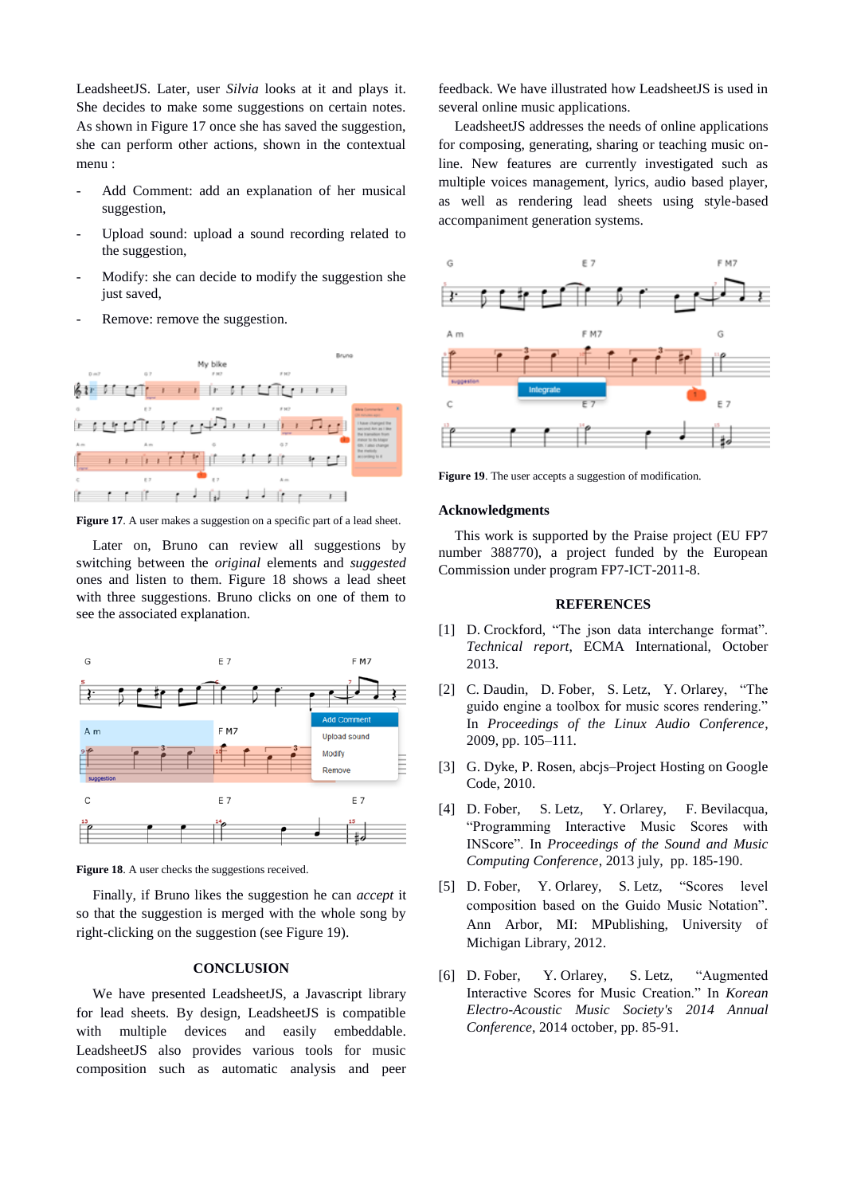LeadsheetJS. Later, user *Silvia* looks at it and plays it. She decides to make some suggestions on certain notes. As shown in Figure 17 once she has saved the suggestion, she can perform other actions, shown in the contextual menu :

- Add Comment: add an explanation of her musical suggestion,
- Upload sound: upload a sound recording related to the suggestion,
- Modify: she can decide to modify the suggestion she just saved,
- Remove: remove the suggestion.

**Figure 17**. A user makes a suggestion on a specific part of a lead sheet.

Later on, Bruno can review all suggestions by switching between the *original* elements and *suggested* ones and listen to them. Figure 18 shows a lead sheet with three suggestions. Bruno clicks on one of them to see the associated explanation.

**Figure 18**. A user checks the suggestions received.

Finally, if Bruno likes the suggestion he can *accept* it so that the suggestion is merged with the whole song by right-clicking on the suggestion (see Figure 19).

## CONCLUSION

We have presented LeadsheetJS, a Javascript library for lead sheets. By design, LeadsheetJS is compatible with multiple devices and easily embeddable. LeadsheetJS also provides various tools for music composition such as automatic analysis and peer feedback. We have illustrated how LeadsheetJS is used in several online music applications.

LeadsheetJS addresses the needs of online applications for composing, generating, sharing or teaching music online. New features are currently investigated such as multiple voices management, lyrics, audio based player, as well as rendering lead sheets using style-based accompaniment generation systems.

**Figure 19**. The user accepts a suggestion of modification.

## Acknowledgments

This work is supported by the Praise project (EU FP7 number 388770), a project funded by the European Commission under program FP7-ICT-2011-8.

## REFERENCES

[1] D. Crockford, "The json data interchange format". *Technical report*, ECMA International, October 2013.

[2] C. Daudin, D. Fober, S. Letz, Y. Orlarey, "The guido engine a toolbox for music scores rendering." In *Proceedings of the Linux Audio Conference*, 2009, pp. 105–111.

[3] G. Dyke, P. Rosen, abcjs–Project Hosting on Google Code, 2010.

[4] D. Fober, S. Letz, Y. Orlarey, F. Bevilacqua, "Programming Interactive Music Scores with INScore". In *Proceedings of the Sound and Music Computing Conference*, 2013 july, pp. 185-190.

[5] D. Fober, Y. Orlarey, S. Letz, "Scores level composition based on the Guido Music Notation". Ann Arbor, MI: MPublishing, University of Michigan Library, 2012.

[6] D. Fober, Y. Orlarey, S. Letz, "Augmented Interactive Scores for Music Creation." In *Korean Electro-Acoustic Music Society's 2014 Annual Conference*, 2014 october, pp. 85-91.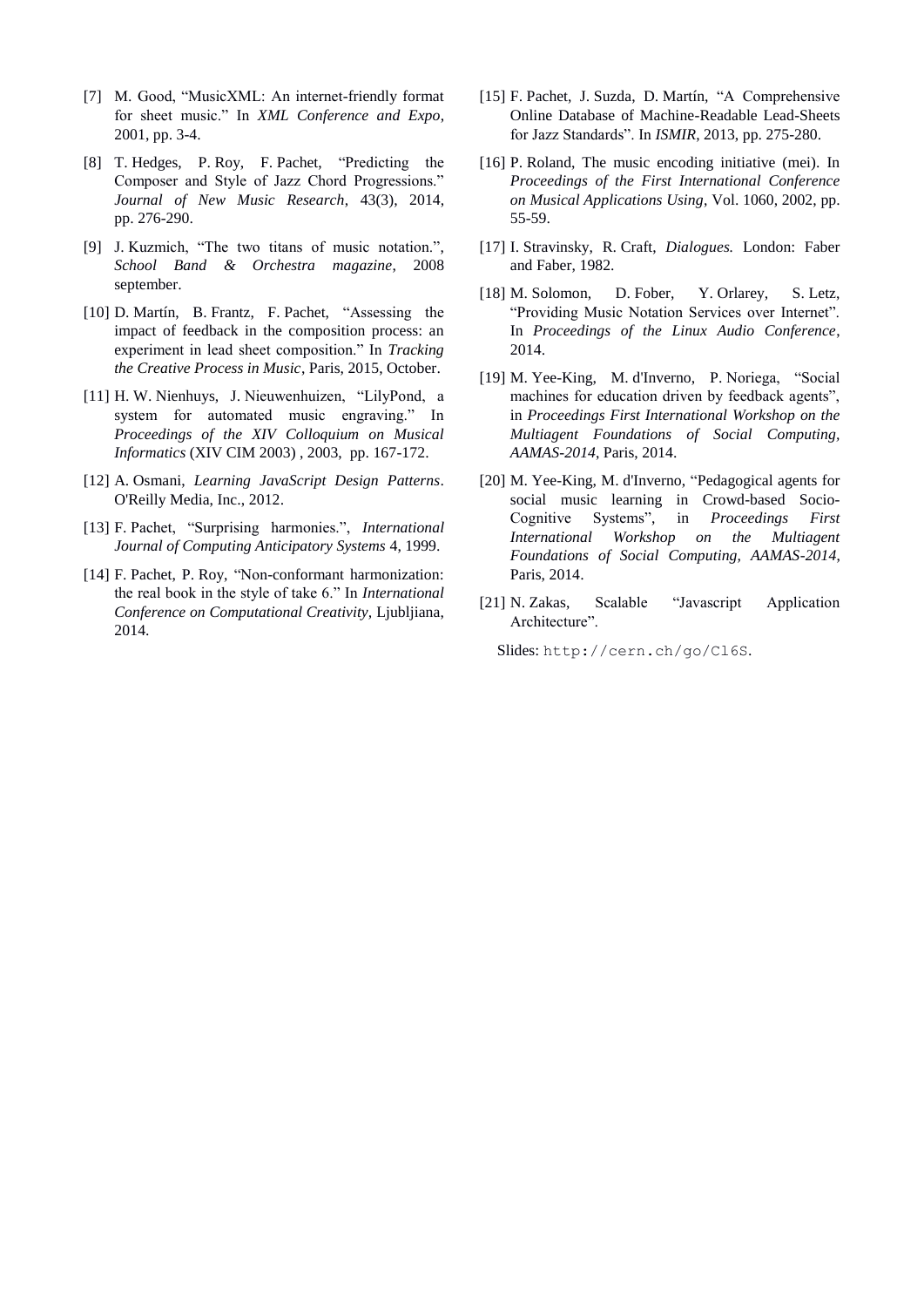[7] M. Good, "MusicXML: An internet-friendly format for sheet music." In *XML Conference and Expo*, 2001, pp. 3-4.

[8] T. Hedges, P. Roy, F. Pachet, "Predicting the Composer and Style of Jazz Chord Progressions." *Journal of New Music Research*, 43(3), 2014, pp. 276-290.

[9] J. Kuzmich, "The two titans of music notation.", *School Band & Orchestra magazine*, 2008 september.

[10] D. Martín, B. Frantz, F. Pachet, "Assessing the impact of feedback in the composition process: an experiment in lead sheet composition." In *Tracking the Creative Process in Music*, Paris, 2015, October.

[11] H. W. Nienhuys, J. Nieuwenhuizen, "LilyPond, a system for automated music engraving." In *Proceedings of the XIV Colloquium on Musical Informatics* (XIV CIM 2003) , 2003, pp. 167-172.

[12] A. Osmani, *Learning JavaScript Design Patterns*. O'Reilly Media, Inc., 2012.

[13] F. Pachet, "Surprising harmonies.", *International Journal of Computing Anticipatory Systems* 4, 1999.

[14] F. Pachet, P. Roy, "Non-conformant harmonization: the real book in the style of take 6." In *International Conference on Computational Creativity*, Ljubljiana, 2014.

[15] F. Pachet, J. Suzda, D. Martín, "A Comprehensive Online Database of Machine-Readable Lead-Sheets for Jazz Standards". In *ISMIR*, 2013, pp. 275-280.

[16] P. Roland, The music encoding initiative (mei). In *Proceedings of the First International Conference on Musical Applications Using*, Vol. 1060, 2002, pp. 55-59.

[17] I. Stravinsky, R. Craft, *Dialogues.* London: Faber and Faber, 1982.

[18] M. Solomon, D. Fober, Y. Orlarey, S. Letz, "Providing Music Notation Services over Internet". In *Proceedings of the Linux Audio Conference*, 2014.

[19] M. Yee-King, M. d'Inverno, P. Noriega, "Social machines for education driven by feedback agents", in *Proceedings First International Workshop on the Multiagent Foundations of Social Computing, AAMAS-2014*, Paris, 2014.

[20] M. Yee-King, M. d'Inverno, "Pedagogical agents for social music learning in Crowd-based Socio-Cognitive Systems", in *Proceedings First International Workshop on the Multiagent Foundations of Social Computing, AAMAS-2014*, Paris, 2014.

[21] N. Zakas, Scalable "Javascript Application Architecture".

Slides: `http://cern.ch/go/Cl6S`.